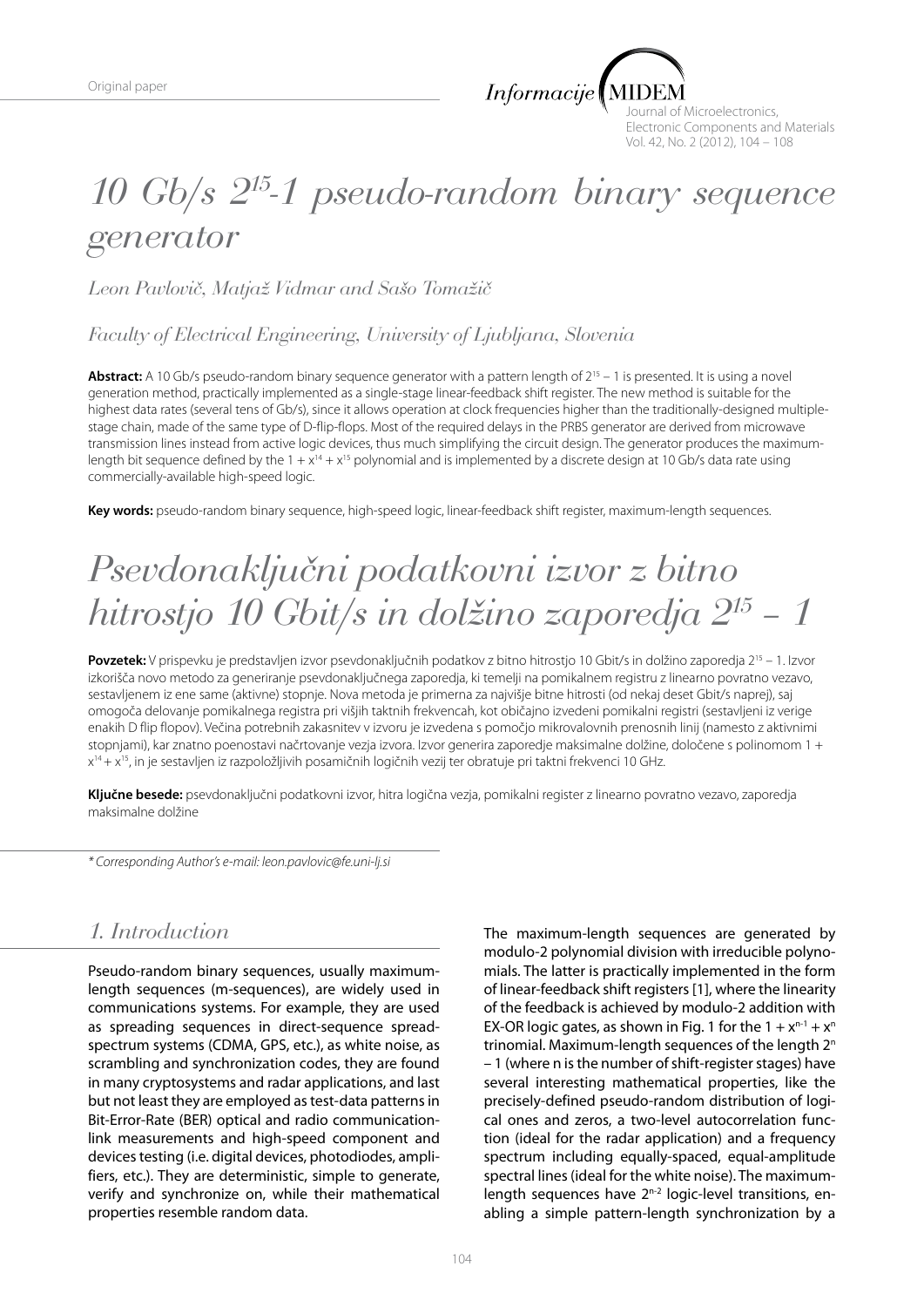Original paper

# $10\ Gb/s\ 2^{15}$-1 pseudo-random binary sequence generator

*Leon Pavlovič, Matjaž Vidmar and Sašo Tomažič*

*Faculty of Electrical Engineering, University of Ljubljana, Slovenia*

**Abstract:** A 10 Gb/s pseudo-random binary sequence generator with a pattern length of $2^{15} - 1$ is presented. It is using a novel generation method, practically implemented as a single-stage linear-feedback shift register. The new method is suitable for the highest data rates (several tens of Gb/s), since it allows operation at clock frequencies higher than the traditionally-designed multiple-stage chain, made of the same type of D-flip-flops. Most of the required delays in the PRBS generator are derived from microwave transmission lines instead from active logic devices, thus much simplifying the circuit design. The generator produces the maximum-length bit sequence defined by the $1 + x^{14} + x^{15}$ polynomial and is implemented by a discrete design at 10 Gb/s data rate using commercially-available high-speed logic.

**Key words:** pseudo-random binary sequence, high-speed logic, linear-feedback shift register, maximum-length sequences.

# Psevdonaključni podatkovni izvor z bitno hitrostjo 10 Gbit/s in dolžino zaporedja $2^{15} - 1$

**Povzetek:** V prispevku je predstavljen izvor psevdonaključnih podatkov z bitno hitrostjo 10 Gbit/s in dolžino zaporedja $2^{15} - 1$. Izvor izkorišča novo metodo za generiranje psevdonaključnega zaporedja, ki temelji na pomikalnem registru z linearno povratno vezavo, sestavljenem iz ene same (aktivne) stopnje. Nova metoda je primerna za najvišje bitne hitrosti (od nekaj deset Gbit/s naprej), saj omogoča delovanje pomikalnega registra pri višjih taktnih frekvencah, kot običajno izvedeni pomikalni registri (sestavljeni iz verige enakih D flip flopov). Večina potrebnih zakasnitev v izvoru je izvedena s pomočjo mikrovalovnih prenosnih linij (namesto z aktivnimi stopnjami), kar znatno poenostavi načrtovanje vezja izvora. Izvor generira zaporedje maksimalne dolžine, določene s polinomom $1 + x^{14} + x^{15}$, in je sestavljen iz razpoložljivih posamičnih logičnih vezij ter obratuje pri taktni frekvenci 10 GHz.

**Ključne besede:** psevdonaključni podatkovni izvor, hitra logična vezja, pomikalni register z linearno povratno vezavo, zaporedja maksimalne dolžine

*\* Corresponding Author's e-mail: leon.pavlovic@fe.uni-lj.si*

## 1. Introduction

Pseudo-random binary sequences, usually maximum-length sequences (m-sequences), are widely used in communications systems. For example, they are used as spreading sequences in direct-sequence spread-spectrum systems (CDMA, GPS, etc.), as white noise, as scrambling and synchronization codes, they are found in many cryptosystems and radar applications, and last but not least they are employed as test-data patterns in Bit-Error-Rate (BER) optical and radio communication-link measurements and high-speed component and devices testing (i.e. digital devices, photodiodes, amplifiers, etc.). They are deterministic, simple to generate, verify and synchronize on, while their mathematical properties resemble random data.

The maximum-length sequences are generated by modulo-2 polynomial division with irreducible polynomials. The latter is practically implemented in the form of linear-feedback shift registers [1], where the linearity of the feedback is achieved by modulo-2 addition with EX-OR logic gates, as shown in Fig. 1 for the $1 + x^{n-1} + x^n$ trinomial. Maximum-length sequences of the length $2^n - 1$ (where n is the number of shift-register stages) have several interesting mathematical properties, like the precisely-defined pseudo-random distribution of logical ones and zeros, a two-level autocorrelation function (ideal for the radar application) and a frequency spectrum including equally-spaced, equal-amplitude spectral lines (ideal for the white noise). The maximum-length sequences have $2^{n-2}$ logic-level transitions, enabling a simple pattern-length synchronization by a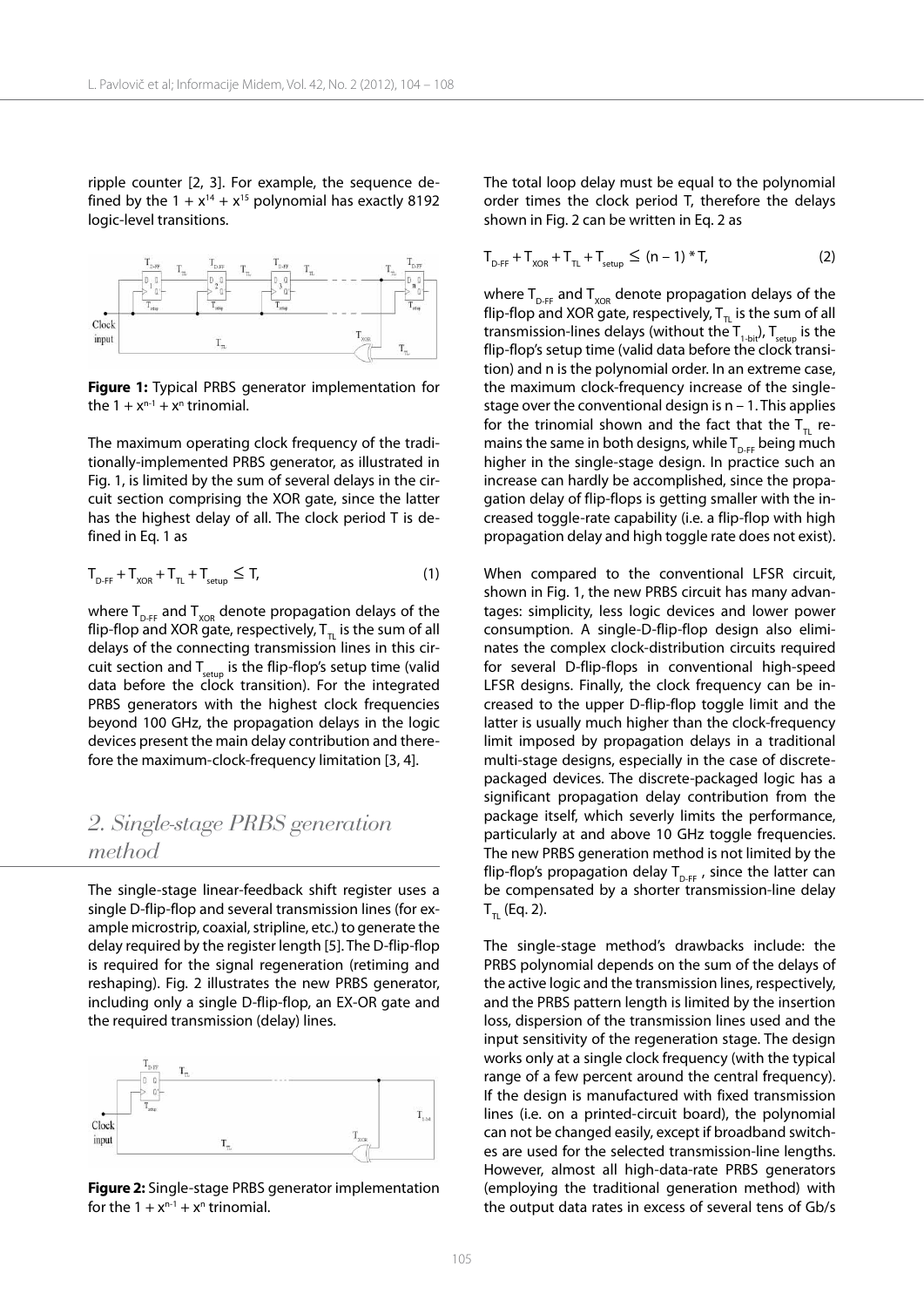ripple counter [2, 3]. For example, the sequence defined by the $1 + x^{14} + x^{15}$ polynomial has exactly 8192 logic-level transitions.

**Figure 1:** Typical PRBS generator implementation for the $1 + x^{n-1} + x^n$ trinomial.

The maximum operating clock frequency of the traditionally-implemented PRBS generator, as illustrated in Fig. 1, is limited by the sum of several delays in the circuit section comprising the XOR gate, since the latter has the highest delay of all. The clock period T is defined in Eq. 1 as

$$T_{D\text{-}FF} + T_{XOR} + T_{TL} + T_{setup} \leq T, \tag{1}$$

where $T_{D\text{-}FF}$ and $T_{XOR}$ denote propagation delays of the flip-flop and XOR gate, respectively, $T_{TL}$ is the sum of all delays of the connecting transmission lines in this circuit section and $T_{setup}$ is the flip-flop's setup time (valid data before the clock transition). For the integrated PRBS generators with the highest clock frequencies beyond 100 GHz, the propagation delays in the logic devices present the main delay contribution and therefore the maximum-clock-frequency limitation [3, 4].

## 2. Single-stage PRBS generation method

The single-stage linear-feedback shift register uses a single D-flip-flop and several transmission lines (for example microstrip, coaxial, stripline, etc.) to generate the delay required by the register length [5]. The D-flip-flop is required for the signal regeneration (retiming and reshaping). Fig. 2 illustrates the new PRBS generator, including only a single D-flip-flop, an EX-OR gate and the required transmission (delay) lines.

**Figure 2:** Single-stage PRBS generator implementation for the $1 + x^{n-1} + x^n$ trinomial.

The total loop delay must be equal to the polynomial order times the clock period T, therefore the delays shown in Fig. 2 can be written in Eq. 2 as

$$T_{D\text{-}FF} + T_{XOR} + T_{TL} + T_{setup} \leq (n - 1) * T, \tag{2}$$

where $T_{D\text{-}FF}$ and $T_{XOR}$ denote propagation delays of the flip-flop and XOR gate, respectively, $T_{TL}$ is the sum of all transmission-lines delays (without the $T_{1\text{-}bit}$), $T_{setup}$ is the flip-flop's setup time (valid data before the clock transition) and n is the polynomial order. In an extreme case, the maximum clock-frequency increase of the single-stage over the conventional design is n – 1. This applies for the trinomial shown and the fact that the $T_{TL}$ remains the same in both designs, while $T_{D\text{-}FF}$ being much higher in the single-stage design. In practice such an increase can hardly be accomplished, since the propagation delay of flip-flops is getting smaller with the increased toggle-rate capability (i.e. a flip-flop with high propagation delay and high toggle rate does not exist).

When compared to the conventional LFSR circuit, shown in Fig. 1, the new PRBS circuit has many advantages: simplicity, less logic devices and lower power consumption. A single-D-flip-flop design also eliminates the complex clock-distribution circuits required for several D-flip-flops in conventional high-speed LFSR designs. Finally, the clock frequency can be increased to the upper D-flip-flop toggle limit and the latter is usually much higher than the clock-frequency limit imposed by propagation delays in a traditional multi-stage designs, especially in the case of discrete-packaged devices. The discrete-packaged logic has a significant propagation delay contribution from the package itself, which severly limits the performance, particularly at and above 10 GHz toggle frequencies. The new PRBS generation method is not limited by the flip-flop's propagation delay $T_{D\text{-}FF}$, since the latter can be compensated by a shorter transmission-line delay $T_{TL}$ (Eq. 2).

The single-stage method's drawbacks include: the PRBS polynomial depends on the sum of the delays of the active logic and the transmission lines, respectively, and the PRBS pattern length is limited by the insertion loss, dispersion of the transmission lines used and the input sensitivity of the regeneration stage. The design works only at a single clock frequency (with the typical range of a few percent around the central frequency). If the design is manufactured with fixed transmission lines (i.e. on a printed-circuit board), the polynomial can not be changed easily, except if broadband switches are used for the selected transmission-line lengths. However, almost all high-data-rate PRBS generators (employing the traditional generation method) with the output data rates in excess of several tens of Gb/s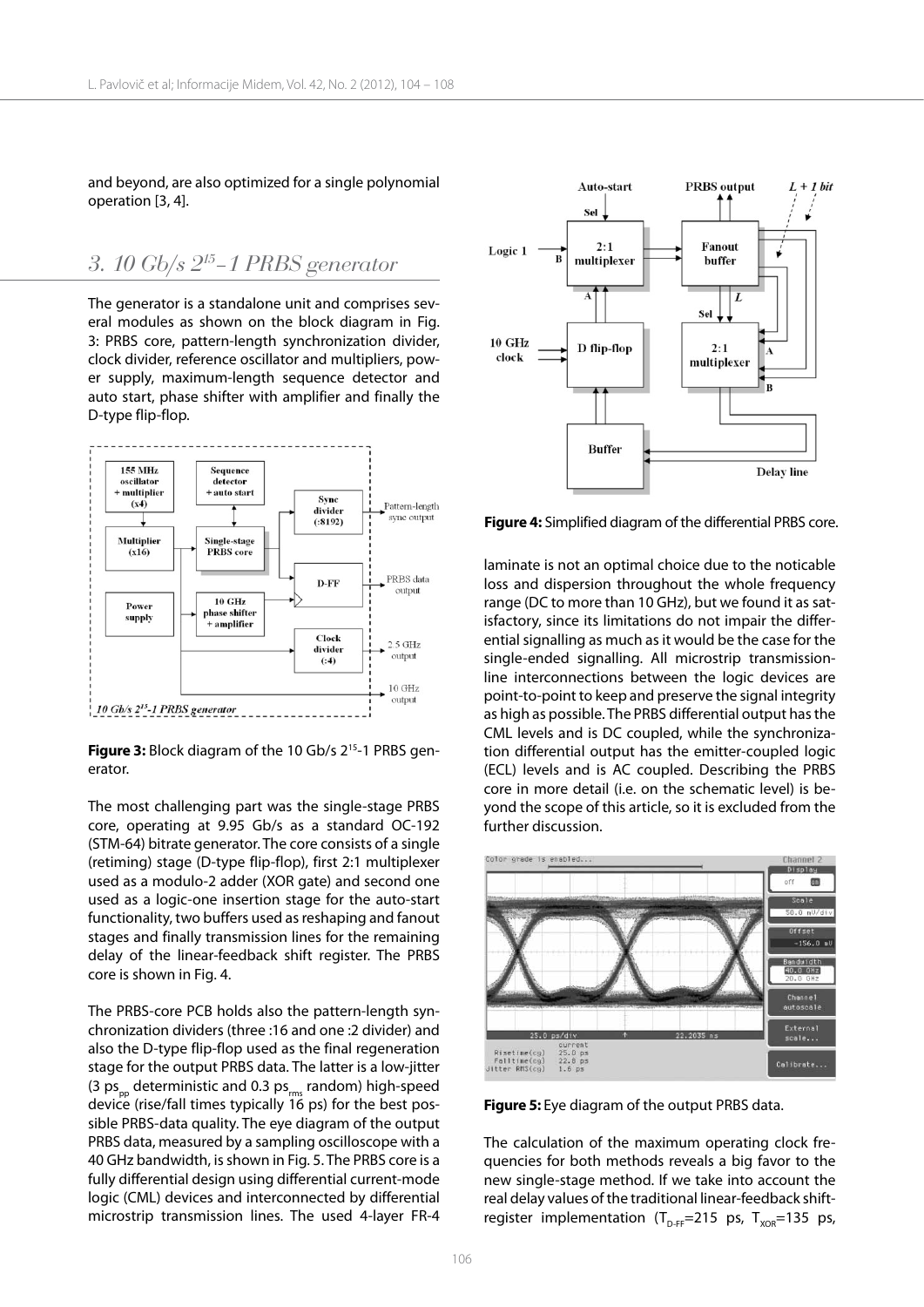and beyond, are also optimized for a single polynomial operation [3, 4].

## 3. 10 Gb/s $2^{15}$-1 PRBS generator

The generator is a standalone unit and comprises several modules as shown on the block diagram in Fig. 3: PRBS core, pattern-length synchronization divider, clock divider, reference oscillator and multipliers, power supply, maximum-length sequence detector and auto start, phase shifter with amplifier and finally the D-type flip-flop.

**Figure 3:** Block diagram of the 10 Gb/s $2^{15}$-1 PRBS generator.

The most challenging part was the single-stage PRBS core, operating at 9.95 Gb/s as a standard OC-192 (STM-64) bitrate generator. The core consists of a single (retiming) stage (D-type flip-flop), first 2:1 multiplexer used as a modulo-2 adder (XOR gate) and second one used as a logic-one insertion stage for the auto-start functionality, two buffers used as reshaping and fanout stages and finally transmission lines for the remaining delay of the linear-feedback shift register. The PRBS core is shown in Fig. 4.

The PRBS-core PCB holds also the pattern-length synchronization dividers (three :16 and one :2 divider) and also the D-type flip-flop used as the final regeneration stage for the output PRBS data. The latter is a low-jitter (3 $ps_{pp}$ deterministic and 0.3 $ps_{rms}$ random) high-speed device (rise/fall times typically 16 ps) for the best possible PRBS-data quality. The eye diagram of the output PRBS data, measured by a sampling oscilloscope with a 40 GHz bandwidth, is shown in Fig. 5. The PRBS core is a fully differential design using differential current-mode logic (CML) devices and interconnected by differential microstrip transmission lines. The used 4-layer FR-4 laminate is not an optimal choice due to the noticable loss and dispersion throughout the whole frequency range (DC to more than 10 GHz), but we found it as satisfactory, since its limitations do not impair the differential signalling as much as it would be the case for the single-ended signalling. All microstrip transmission-line interconnections between the logic devices are point-to-point to keep and preserve the signal integrity as high as possible. The PRBS differential output has the CML levels and is DC coupled, while the synchronization differential output has the emitter-coupled logic (ECL) levels and is AC coupled. Describing the PRBS core in more detail (i.e. on the schematic level) is beyond the scope of this article, so it is excluded from the further discussion.

**Figure 4:** Simplified diagram of the differential PRBS core.

**Figure 5:** Eye diagram of the output PRBS data.

The calculation of the maximum operating clock frequencies for both methods reveals a big favor to the new single-stage method. If we take into account the real delay values of the traditional linear-feedback shift-register implementation ($T_{D-FF}$=215 ps, $T_{XOR}$=135 ps,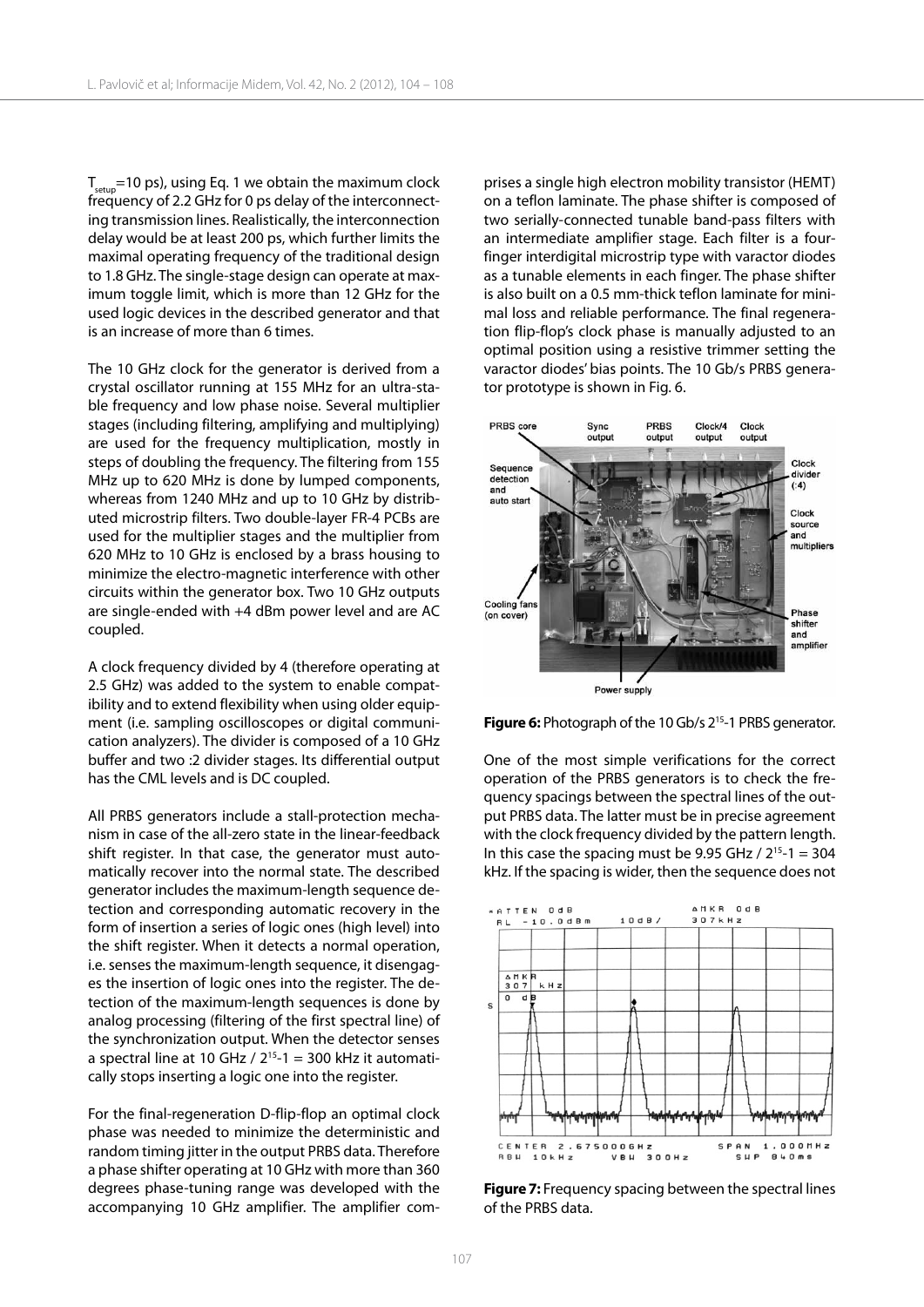$T_{setup}$=10 ps), using Eq. 1 we obtain the maximum clock frequency of 2.2 GHz for 0 ps delay of the interconnecting transmission lines. Realistically, the interconnection delay would be at least 200 ps, which further limits the maximal operating frequency of the traditional design to 1.8 GHz. The single-stage design can operate at maximum toggle limit, which is more than 12 GHz for the used logic devices in the described generator and that is an increase of more than 6 times.

The 10 GHz clock for the generator is derived from a crystal oscillator running at 155 MHz for an ultra-stable frequency and low phase noise. Several multiplier stages (including filtering, amplifying and multiplying) are used for the frequency multiplication, mostly in steps of doubling the frequency. The filtering from 155 MHz up to 620 MHz is done by lumped components, whereas from 1240 MHz and up to 10 GHz by distributed microstrip filters. Two double-layer FR-4 PCBs are used for the multiplier stages and the multiplier from 620 MHz to 10 GHz is enclosed by a brass housing to minimize the electro-magnetic interference with other circuits within the generator box. Two 10 GHz outputs are single-ended with +4 dBm power level and are AC coupled.

A clock frequency divided by 4 (therefore operating at 2.5 GHz) was added to the system to enable compatibility and to extend flexibility when using older equipment (i.e. sampling oscilloscopes or digital communication analyzers). The divider is composed of a 10 GHz buffer and two :2 divider stages. Its differential output has the CML levels and is DC coupled.

All PRBS generators include a stall-protection mechanism in case of the all-zero state in the linear-feedback shift register. In that case, the generator must automatically recover into the normal state. The described generator includes the maximum-length sequence detection and corresponding automatic recovery in the form of insertion a series of logic ones (high level) into the shift register. When it detects a normal operation, i.e. senses the maximum-length sequence, it disengages the insertion of logic ones into the register. The detection of the maximum-length sequences is done by analog processing (filtering of the first spectral line) of the synchronization output. When the detector senses a spectral line at 10 GHz / $2^{15}$-1 = 300 kHz it automatically stops inserting a logic one into the register.

For the final-regeneration D-flip-flop an optimal clock phase was needed to minimize the deterministic and random timing jitter in the output PRBS data. Therefore a phase shifter operating at 10 GHz with more than 360 degrees phase-tuning range was developed with the accompanying 10 GHz amplifier. The amplifier comprises a single high electron mobility transistor (HEMT) on a teflon laminate. The phase shifter is composed of two serially-connected tunable band-pass filters with an intermediate amplifier stage. Each filter is a four-finger interdigital microstrip type with varactor diodes as a tunable elements in each finger. The phase shifter is also built on a 0.5 mm-thick teflon laminate for minimal loss and reliable performance. The final regeneration flip-flop's clock phase is manually adjusted to an optimal position using a resistive trimmer setting the varactor diodes' bias points. The 10 Gb/s PRBS generator prototype is shown in Fig. 6.

**Figure 6:** Photograph of the 10 Gb/s $2^{15}$-1 PRBS generator.

One of the most simple verifications for the correct operation of the PRBS generators is to check the frequency spacings between the spectral lines of the output PRBS data. The latter must be in precise agreement with the clock frequency divided by the pattern length. In this case the spacing must be 9.95 GHz / $2^{15}$-1 = 304 kHz. If the spacing is wider, then the sequence does not

**Figure 7:** Frequency spacing between the spectral lines of the PRBS data.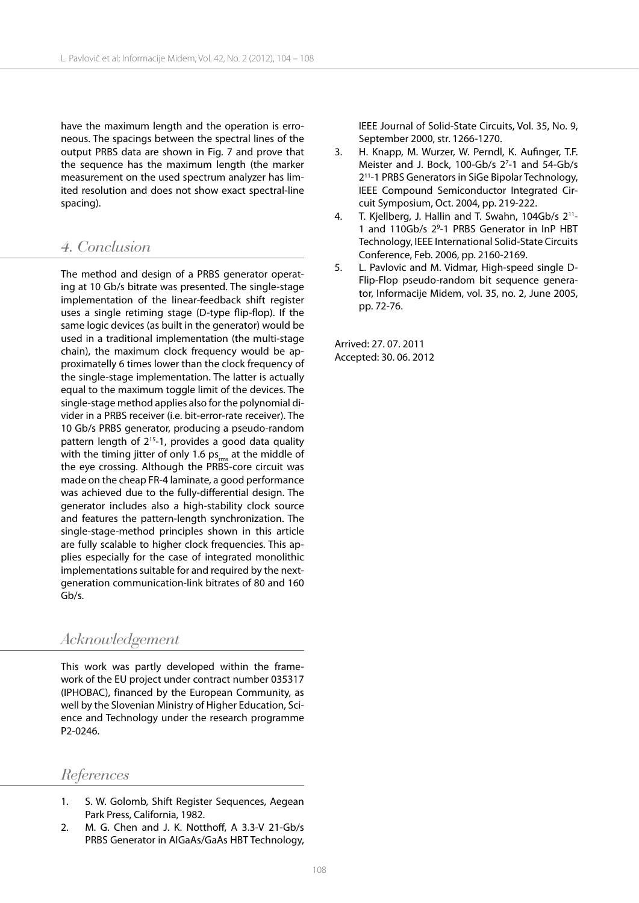have the maximum length and the operation is erroneous. The spacings between the spectral lines of the output PRBS data are shown in Fig. 7 and prove that the sequence has the maximum length (the marker measurement on the used spectrum analyzer has limited resolution and does not show exact spectral-line spacing).

## 4. Conclusion

The method and design of a PRBS generator operating at 10 Gb/s bitrate was presented. The single-stage implementation of the linear-feedback shift register uses a single retiming stage (D-type flip-flop). If the same logic devices (as built in the generator) would be used in a traditional implementation (the multi-stage chain), the maximum clock frequency would be approximatelly 6 times lower than the clock frequency of the single-stage implementation. The latter is actually equal to the maximum toggle limit of the devices. The single-stage method applies also for the polynomial divider in a PRBS receiver (i.e. bit-error-rate receiver). The 10 Gb/s PRBS generator, producing a pseudo-random pattern length of $2^{15}$-1, provides a good data quality with the timing jitter of only 1.6 $ps_{rms}$ at the middle of the eye crossing. Although the PRBS-core circuit was made on the cheap FR-4 laminate, a good performance was achieved due to the fully-differential design. The generator includes also a high-stability clock source and features the pattern-length synchronization. The single-stage-method principles shown in this article are fully scalable to higher clock frequencies. This applies especially for the case of integrated monolithic implementations suitable for and required by the next-generation communication-link bitrates of 80 and 160 Gb/s.

## Acknowledgement

This work was partly developed within the framework of the EU project under contract number 035317 (IPHOBAC), financed by the European Community, as well by the Slovenian Ministry of Higher Education, Science and Technology under the research programme P2-0246.

## References

1. S. W. Golomb, Shift Register Sequences, Aegean Park Press, California, 1982.
2. M. G. Chen and J. K. Notthoff, A 3.3-V 21-Gb/s PRBS Generator in AlGaAs/GaAs HBT Technology, IEEE Journal of Solid-State Circuits, Vol. 35, No. 9, September 2000, str. 1266-1270.
3. H. Knapp, M. Wurzer, W. Perndl, K. Aufinger, T.F. Meister and J. Bock, 100-Gb/s $2^7$-1 and 54-Gb/s $2^{11}$-1 PRBS Generators in SiGe Bipolar Technology, IEEE Compound Semiconductor Integrated Circuit Symposium, Oct. 2004, pp. 219-222.
4. T. Kjellberg, J. Hallin and T. Swahn, 104Gb/s $2^{11}$-1 and 110Gb/s $2^9$-1 PRBS Generator in InP HBT Technology, IEEE International Solid-State Circuits Conference, Feb. 2006, pp. 2160-2169.
5. L. Pavlovic and M. Vidmar, High-speed single D-Flip-Flop pseudo-random bit sequence generator, Informacije Midem, vol. 35, no. 2, June 2005, pp. 72-76.

Arrived: 27. 07. 2011
Accepted: 30. 06. 2012